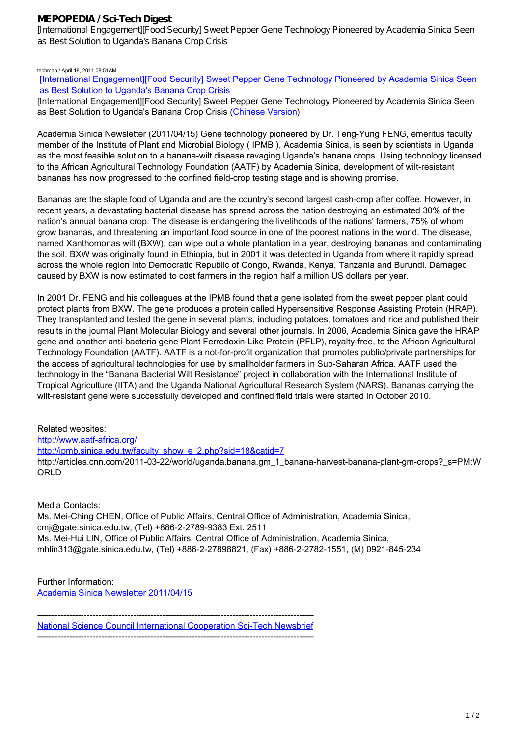techman / April 18, 2011 08:51AM

[International Engagement][Food Security] Sweet Pepper Gene Technology Pioneered by Academia Sinica Seen as Best Solution to Uganda's Banana Crop Crisis

[International Engagement][Food Security] Sweet Pepper Gene Technology Pioneered by Academia Sinica Seen as Best Solution to Uganda's Banana Crop Crisis (Chinese Version)

Academia Sinica Newsletter (2011/04/15) Gene technology pioneered by Dr. Teng-Yung FENG, emeritus faculty member of the Institute of Plant and Microbial Biology ( IPMB ), Academia Sinica, is seen by scientists in Uganda as the most feasible solution to a banana-wilt disease ravaging Uganda's banana crops. Using technology licensed to the African Agricultural Technology Foundation (AATF) by Academia Sinica, development of wilt-resistant bananas has now progressed to the confined field-crop testing stage and is showing promise.

Bananas are the staple food of Uganda and are the country's second largest cash-crop after coffee. However, in recent years, a devastating bacterial disease has spread across the nation destroying an estimated 30% of the nation's annual banana crop. The disease is endangering the livelihoods of the nations' farmers, 75% of whom grow bananas, and threatening an important food source in one of the poorest nations in the world. The disease, named Xanthomonas wilt (BXW), can wipe out a whole plantation in a year, destroying bananas and contaminating the soil. BXW was originally found in Ethiopia, but in 2001 it was detected in Uganda from where it rapidly spread across the whole region into Democratic Republic of Congo, Rwanda, Kenya, Tanzania and Burundi. Damaged caused by BXW is now estimated to cost farmers in the region half a million US dollars per year.

In 2001 Dr. FENG and his colleagues at the IPMB found that a gene isolated from the sweet pepper plant could protect plants from BXW. The gene produces a protein called Hypersensitive Response Assisting Protein (HRAP). They transplanted and tested the gene in several plants, including potatoes, tomatoes and rice and published their results in the journal Plant Molecular Biology and several other journals. In 2006, Academia Sinica gave the HRAP gene and another anti-bacteria gene Plant Ferredoxin-Like Protein (PFLP), royalty-free, to the African Agricultural Technology Foundation (AATF). AATF is a not-for-profit organization that promotes public/private partnerships for the access of agricultural technologies for use by smallholder farmers in Sub-Saharan Africa. AATF used the technology in the "Banana Bacterial Wilt Resistance" project in collaboration with the International Institute of Tropical Agriculture (IITA) and the Uganda National Agricultural Research System (NARS). Bananas carrying the wilt-resistant gene were successfully developed and confined field trials were started in October 2010.

Related websites:
http://www.aatf-africa.org/
http://ipmb.sinica.edu.tw/faculty_show_e_2.php?sid=18&catid=7
http://articles.cnn.com/2011-03-22/world/uganda.banana.gm_1_banana-harvest-banana-plant-gm-crops?_s=PM:WORLD

Media Contacts:
Ms. Mei-Ching CHEN, Office of Public Affairs, Central Office of Administration, Academia Sinica, cmj@gate.sinica.edu.tw, (Tel) +886-2-2789-9383 Ext. 2511
Ms. Mei-Hui LIN, Office of Public Affairs, Central Office of Administration, Academia Sinica, mhlin313@gate.sinica.edu.tw, (Tel) +886-2-27898821, (Fax) +886-2-2782-1551, (M) 0921-845-234

Further Information:
Academia Sinica Newsletter 2011/04/15

---

National Science Council International Cooperation Sci-Tech Newsbrief

---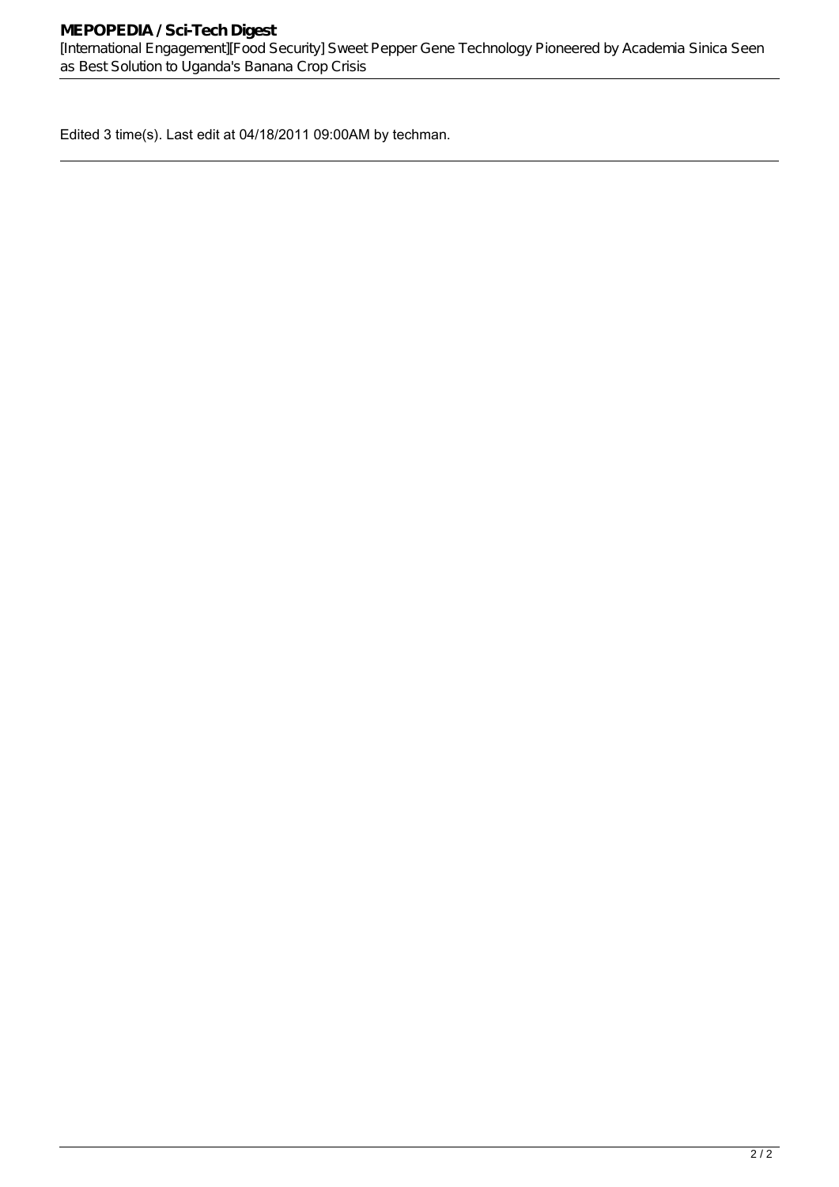Edited 3 time(s). Last edit at 04/18/2011 09:00AM by techman.